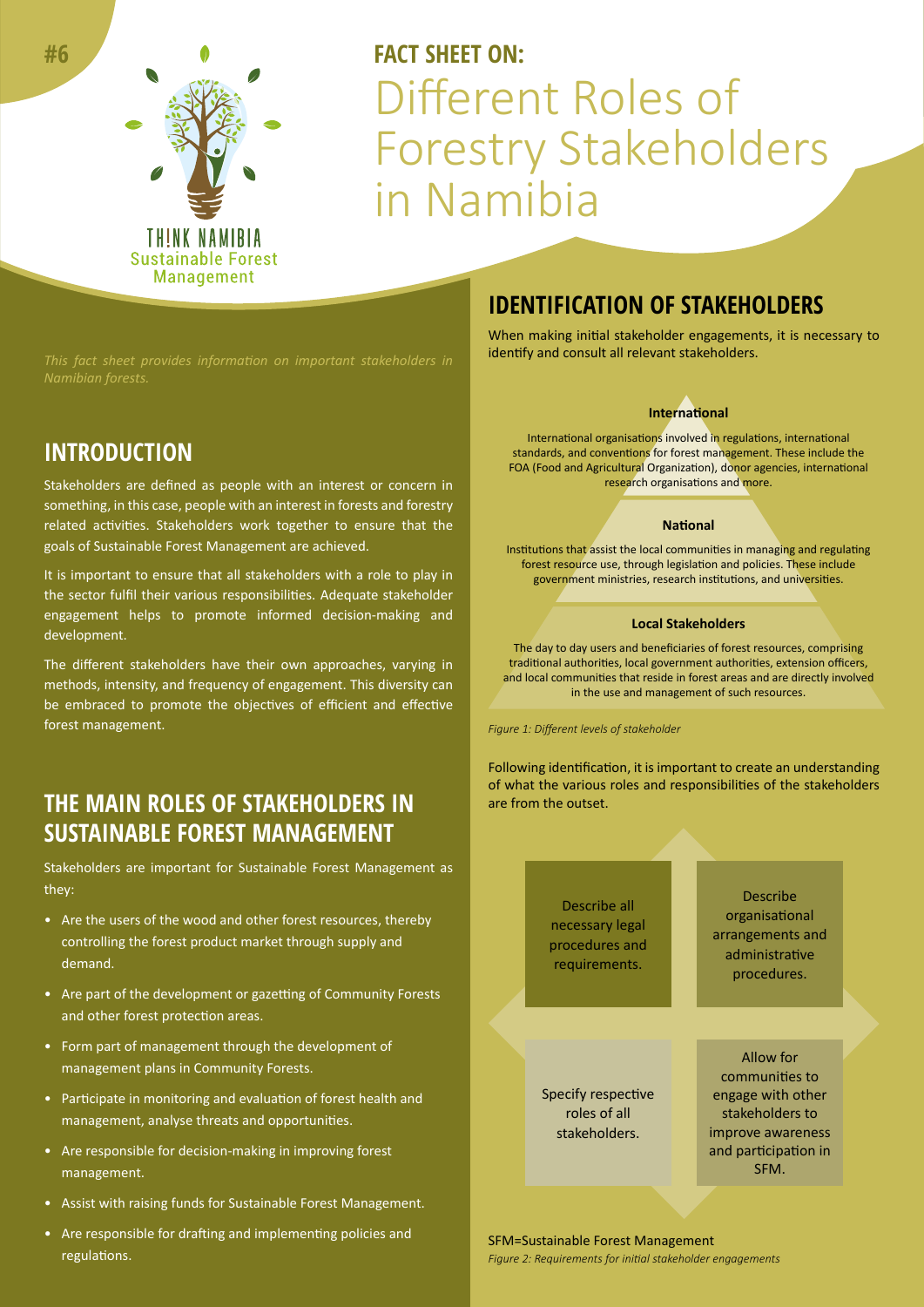#6

THINK NAMIBIA
Sustainable Forest Management

**FACT SHEET ON:**

# Different Roles of Forestry Stakeholders in Namibia

*This fact sheet provides information on important stakeholders in Namibian forests.*

## INTRODUCTION

Stakeholders are defined as people with an interest or concern in something, in this case, people with an interest in forests and forestry related activities. Stakeholders work together to ensure that the goals of Sustainable Forest Management are achieved.

It is important to ensure that all stakeholders with a role to play in the sector fulfil their various responsibilities. Adequate stakeholder engagement helps to promote informed decision-making and development.

The different stakeholders have their own approaches, varying in methods, intensity, and frequency of engagement. This diversity can be embraced to promote the objectives of efficient and effective forest management.

## THE MAIN ROLES OF STAKEHOLDERS IN SUSTAINABLE FOREST MANAGEMENT

Stakeholders are important for Sustainable Forest Management as they:

- Are the users of the wood and other forest resources, thereby controlling the forest product market through supply and demand.
- Are part of the development or gazetting of Community Forests and other forest protection areas.
- Form part of management through the development of management plans in Community Forests.
- Participate in monitoring and evaluation of forest health and management, analyse threats and opportunities.
- Are responsible for decision-making in improving forest management.
- Assist with raising funds for Sustainable Forest Management.
- Are responsible for drafting and implementing policies and regulations.

## IDENTIFICATION OF STAKEHOLDERS

When making initial stakeholder engagements, it is necessary to identify and consult all relevant stakeholders.

**International**

International organisations involved in regulations, international standards, and conventions for forest management. These include the FOA (Food and Agricultural Organization), donor agencies, international research organisations and more.

**National**

Institutions that assist the local communities in managing and regulating forest resource use, through legislation and policies. These include government ministries, research institutions, and universities.

**Local Stakeholders**

The day to day users and beneficiaries of forest resources, comprising traditional authorities, local government authorities, extension officers, and local communities that reside in forest areas and are directly involved in the use and management of such resources.

*Figure 1: Different levels of stakeholder*

Following identification, it is important to create an understanding of what the various roles and responsibilities of the stakeholders are from the outset.

| | |
|---|---|
| Describe all necessary legal procedures and requirements. | Describe organisational arrangements and administrative procedures. |
| Specify respective roles of all stakeholders. | Allow for communities to engage with other stakeholders to improve awareness and participation in SFM. |

SFM=Sustainable Forest Management

*Figure 2: Requirements for initial stakeholder engagements*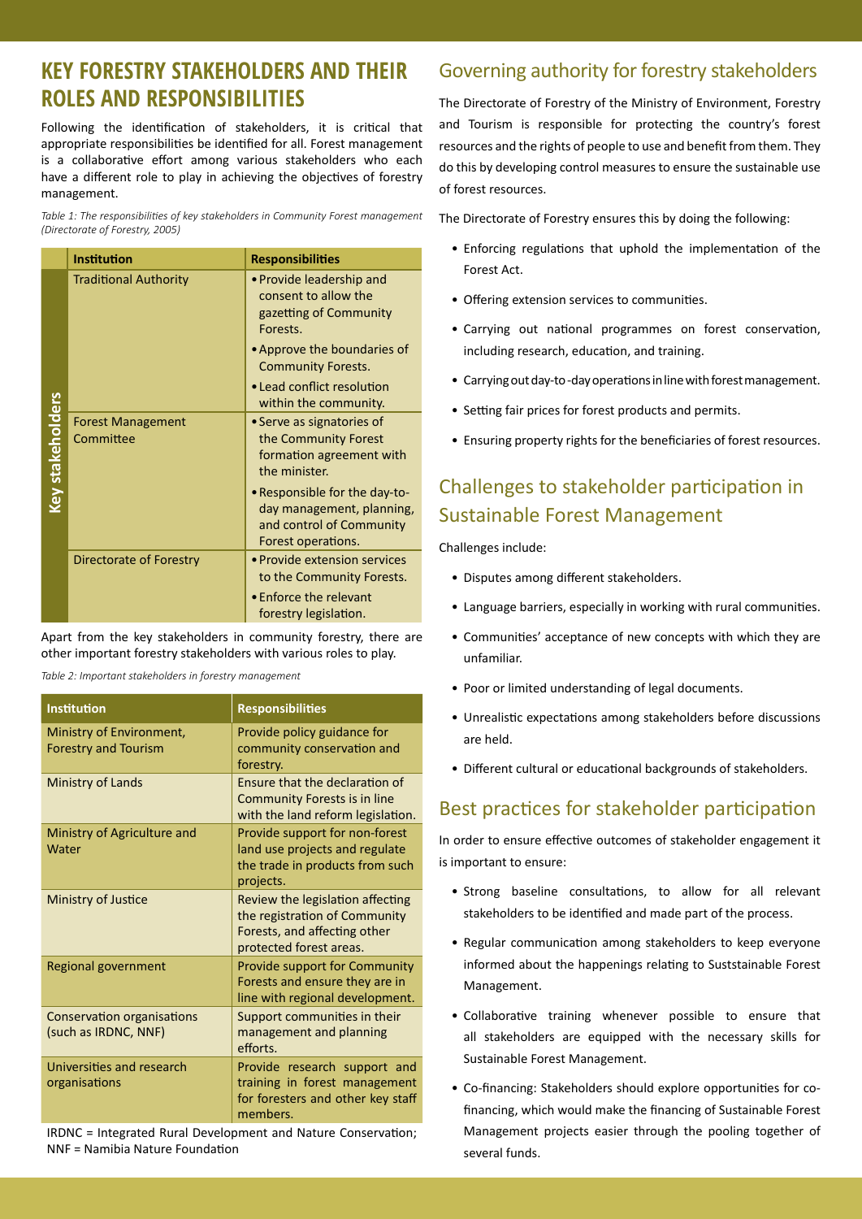## KEY FORESTRY STAKEHOLDERS AND THEIR ROLES AND RESPONSIBILITIES

Following the identification of stakeholders, it is critical that appropriate responsibilities be identified for all. Forest management is a collaborative effort among various stakeholders who each have a different role to play in achieving the objectives of forestry management.

*Table 1: The responsibilities of key stakeholders in Community Forest management (Directorate of Forestry, 2005)*

| | Institution | Responsibilities |
|---|---|---|
| Key stakeholders | Traditional Authority | • Provide leadership and consent to allow the gazetting of Community Forests.<br>• Approve the boundaries of Community Forests.<br>• Lead conflict resolution within the community. |
| | Forest Management Committee | • Serve as signatories of the Community Forest formation agreement with the minister.<br>• Responsible for the day-to-day management, planning, and control of Community Forest operations. |
| | Directorate of Forestry | • Provide extension services to the Community Forests.<br>• Enforce the relevant forestry legislation. |

Apart from the key stakeholders in community forestry, there are other important forestry stakeholders with various roles to play.

*Table 2: Important stakeholders in forestry management*

| Institution | Responsibilities |
|---|---|
| Ministry of Environment, Forestry and Tourism | Provide policy guidance for community conservation and forestry. |
| Ministry of Lands | Ensure that the declaration of Community Forests is in line with the land reform legislation. |
| Ministry of Agriculture and Water | Provide support for non-forest land use projects and regulate the trade in products from such projects. |
| Ministry of Justice | Review the legislation affecting the registration of Community Forests, and affecting other protected forest areas. |
| Regional government | Provide support for Community Forests and ensure they are in line with regional development. |
| Conservation organisations (such as IRDNC, NNF) | Support communities in their management and planning efforts. |
| Universities and research organisations | Provide research support and training in forest management for foresters and other key staff members. |

IRDNC = Integrated Rural Development and Nature Conservation; NNF = Namibia Nature Foundation

## Governing authority for forestry stakeholders

The Directorate of Forestry of the Ministry of Environment, Forestry and Tourism is responsible for protecting the country's forest resources and the rights of people to use and benefit from them. They do this by developing control measures to ensure the sustainable use of forest resources.

The Directorate of Forestry ensures this by doing the following:

- Enforcing regulations that uphold the implementation of the Forest Act.
- Offering extension services to communities.
- Carrying out national programmes on forest conservation, including research, education, and training.
- Carrying out day-to-day operations in line with forest management.
- Setting fair prices for forest products and permits.
- Ensuring property rights for the beneficiaries of forest resources.

## Challenges to stakeholder participation in Sustainable Forest Management

Challenges include:

- Disputes among different stakeholders.
- Language barriers, especially in working with rural communities.
- Communities' acceptance of new concepts with which they are unfamiliar.
- Poor or limited understanding of legal documents.
- Unrealistic expectations among stakeholders before discussions are held.
- Different cultural or educational backgrounds of stakeholders.

## Best practices for stakeholder participation

In order to ensure effective outcomes of stakeholder engagement it is important to ensure:

- Strong baseline consultations, to allow for all relevant stakeholders to be identified and made part of the process.
- Regular communication among stakeholders to keep everyone informed about the happenings relating to Suststainable Forest Management.
- Collaborative training whenever possible to ensure that all stakeholders are equipped with the necessary skills for Sustainable Forest Management.
- Co-financing: Stakeholders should explore opportunities for co-financing, which would make the financing of Sustainable Forest Management projects easier through the pooling together of several funds.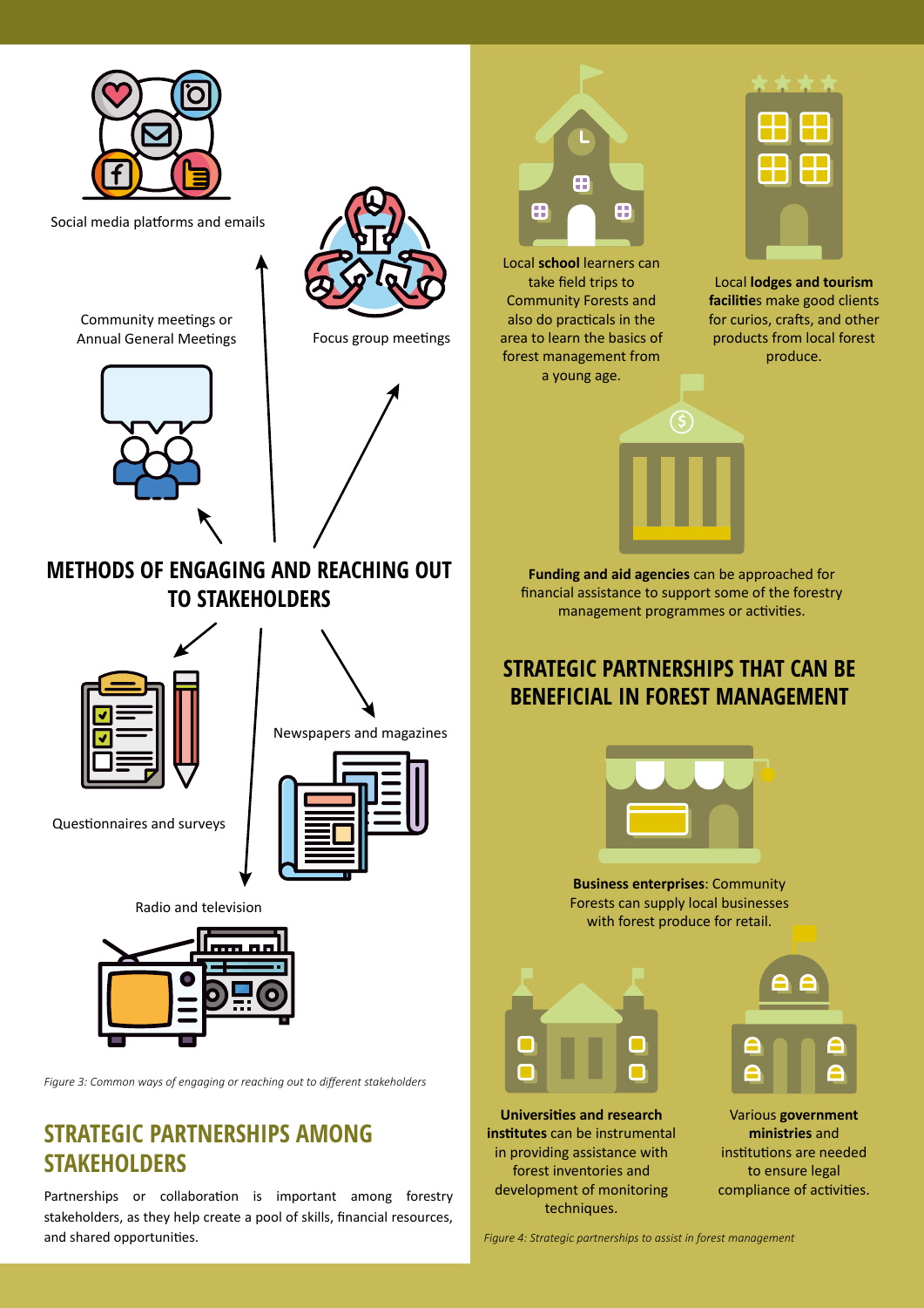Social media platforms and emails

Community meetings or Annual General Meetings

Focus group meetings

## METHODS OF ENGAGING AND REACHING OUT TO STAKEHOLDERS

Questionnaires and surveys

Newspapers and magazines

Radio and television

*Figure 3: Common ways of engaging or reaching out to different stakeholders*

## STRATEGIC PARTNERSHIPS AMONG STAKEHOLDERS

Partnerships or collaboration is important among forestry stakeholders, as they help create a pool of skills, financial resources, and shared opportunities.

Local **school** learners can take field trips to Community Forests and also do practicals in the area to learn the basics of forest management from a young age.

Local **lodges and tourism facilitie**s make good clients for curios, crafts, and other products from local forest produce.

**Funding and aid agencies** can be approached for financial assistance to support some of the forestry management programmes or activities.

## STRATEGIC PARTNERSHIPS THAT CAN BE BENEFICIAL IN FOREST MANAGEMENT

**Business enterprises**: Community Forests can supply local businesses with forest produce for retail.

**Universities and research institutes** can be instrumental in providing assistance with forest inventories and development of monitoring techniques.

Various **government ministries** and institutions are needed to ensure legal compliance of activities.

*Figure 4: Strategic partnerships to assist in forest management*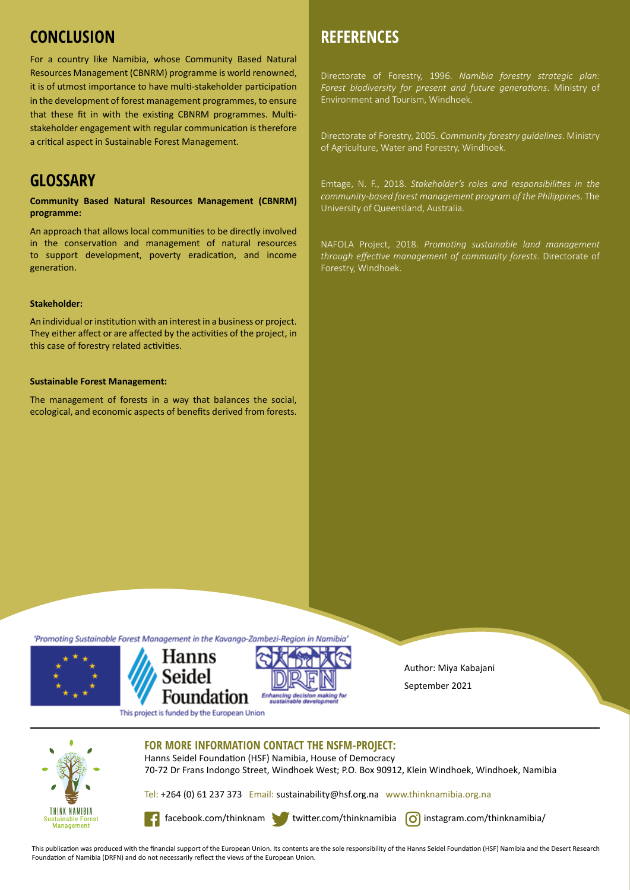## CONCLUSION

For a country like Namibia, whose Community Based Natural Resources Management (CBNRM) programme is world renowned, it is of utmost importance to have multi-stakeholder participation in the development of forest management programmes, to ensure that these fit in with the existing CBNRM programmes. Multi-stakeholder engagement with regular communication is therefore a critical aspect in Sustainable Forest Management.

## GLOSSARY

**Community Based Natural Resources Management (CBNRM) programme:**

An approach that allows local communities to be directly involved in the conservation and management of natural resources to support development, poverty eradication, and income generation.

**Stakeholder:**

An individual or institution with an interest in a business or project. They either affect or are affected by the activities of the project, in this case of forestry related activities.

**Sustainable Forest Management:**

The management of forests in a way that balances the social, ecological, and economic aspects of benefits derived from forests.

## REFERENCES

Directorate of Forestry, 1996. *Namibia forestry strategic plan: Forest biodiversity for present and future generations*. Ministry of Environment and Tourism, Windhoek.

Directorate of Forestry, 2005. *Community forestry guidelines*. Ministry of Agriculture, Water and Forestry, Windhoek.

Emtage, N. F., 2018. *Stakeholder's roles and responsibilities in the community-based forest management program of the Philippines*. The University of Queensland, Australia.

NAFOLA Project, 2018. *Promoting sustainable land management through effective management of community forests*. Directorate of Forestry, Windhoek.

*'Promoting Sustainable Forest Management in the Kavango-Zambezi-Region in Namibia'*

Hanns Seidel Foundation

DRFN – Enhancing decision making for sustainable development

This project is funded by the European Union

Author: Miya Kabajani

September 2021

THINK NAMIBIA Sustainable Forest Management

**FOR MORE INFORMATION CONTACT THE NSFM-PROJECT:**

Hanns Seidel Foundation (HSF) Namibia, House of Democracy

70-72 Dr Frans Indongo Street, Windhoek West; P.O. Box 90912, Klein Windhoek, Windhoek, Namibia

Tel: +264 (0) 61 237 373 Email: sustainability@hsf.org.na www.thinknamibia.org.na

facebook.com/thinknam twitter.com/thinknamibia instagram.com/thinknamibia/

This publication was produced with the financial support of the European Union. Its contents are the sole responsibility of the Hanns Seidel Foundation (HSF) Namibia and the Desert Research Foundation of Namibia (DRFN) and do not necessarily reflect the views of the European Union.